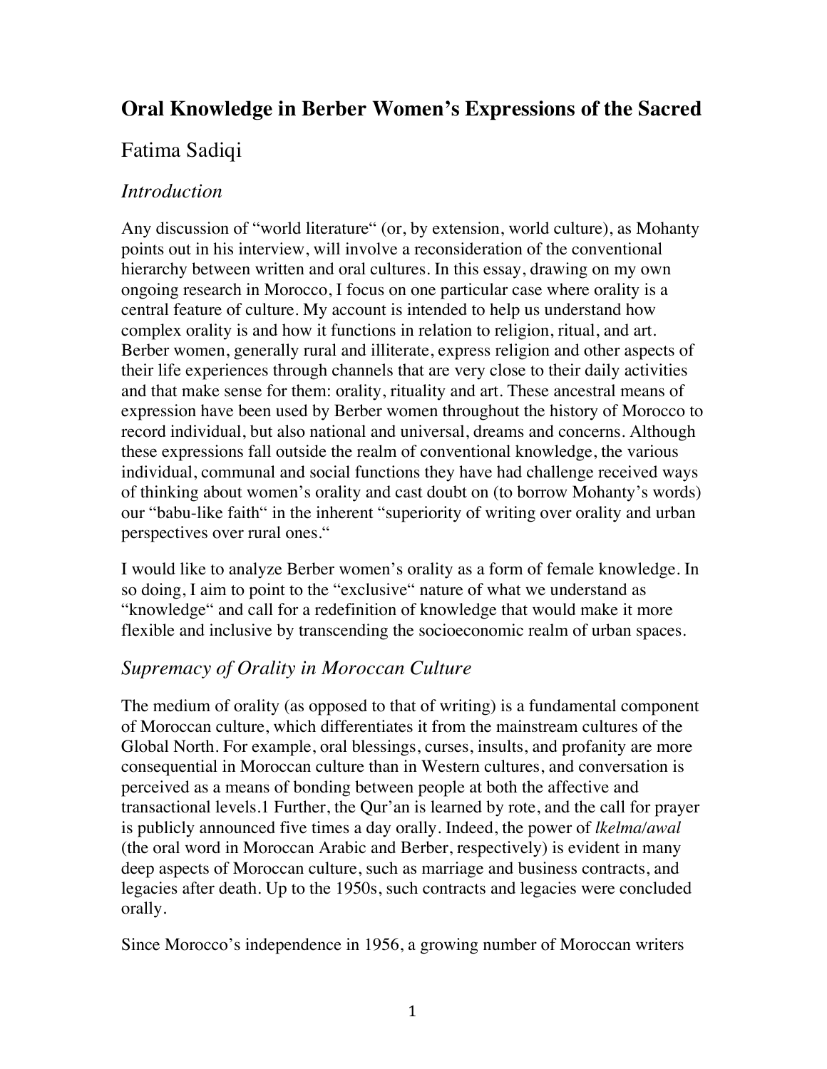# Oral Knowledge in Berber Women's Expressions of the Sacred

## Fatima Sadiqi

### *Introduction*

Any discussion of "world literature" (or, by extension, world culture), as Mohanty points out in his interview, will involve a reconsideration of the conventional hierarchy between written and oral cultures. In this essay, drawing on my own ongoing research in Morocco, I focus on one particular case where orality is a central feature of culture. My account is intended to help us understand how complex orality is and how it functions in relation to religion, ritual, and art. Berber women, generally rural and illiterate, express religion and other aspects of their life experiences through channels that are very close to their daily activities and that make sense for them: orality, rituality and art. These ancestral means of expression have been used by Berber women throughout the history of Morocco to record individual, but also national and universal, dreams and concerns. Although these expressions fall outside the realm of conventional knowledge, the various individual, communal and social functions they have had challenge received ways of thinking about women's orality and cast doubt on (to borrow Mohanty's words) our "babu-like faith" in the inherent "superiority of writing over orality and urban perspectives over rural ones."

I would like to analyze Berber women's orality as a form of female knowledge. In so doing, I aim to point to the "exclusive" nature of what we understand as "knowledge" and call for a redefinition of knowledge that would make it more flexible and inclusive by transcending the socioeconomic realm of urban spaces.

### *Supremacy of Orality in Moroccan Culture*

The medium of orality (as opposed to that of writing) is a fundamental component of Moroccan culture, which differentiates it from the mainstream cultures of the Global North. For example, oral blessings, curses, insults, and profanity are more consequential in Moroccan culture than in Western cultures, and conversation is perceived as a means of bonding between people at both the affective and transactional levels.[1] Further, the Qur'an is learned by rote, and the call for prayer is publicly announced five times a day orally. Indeed, the power of *lkelma*/*awal* (the oral word in Moroccan Arabic and Berber, respectively) is evident in many deep aspects of Moroccan culture, such as marriage and business contracts, and legacies after death. Up to the 1950s, such contracts and legacies were concluded orally.

Since Morocco's independence in 1956, a growing number of Moroccan writers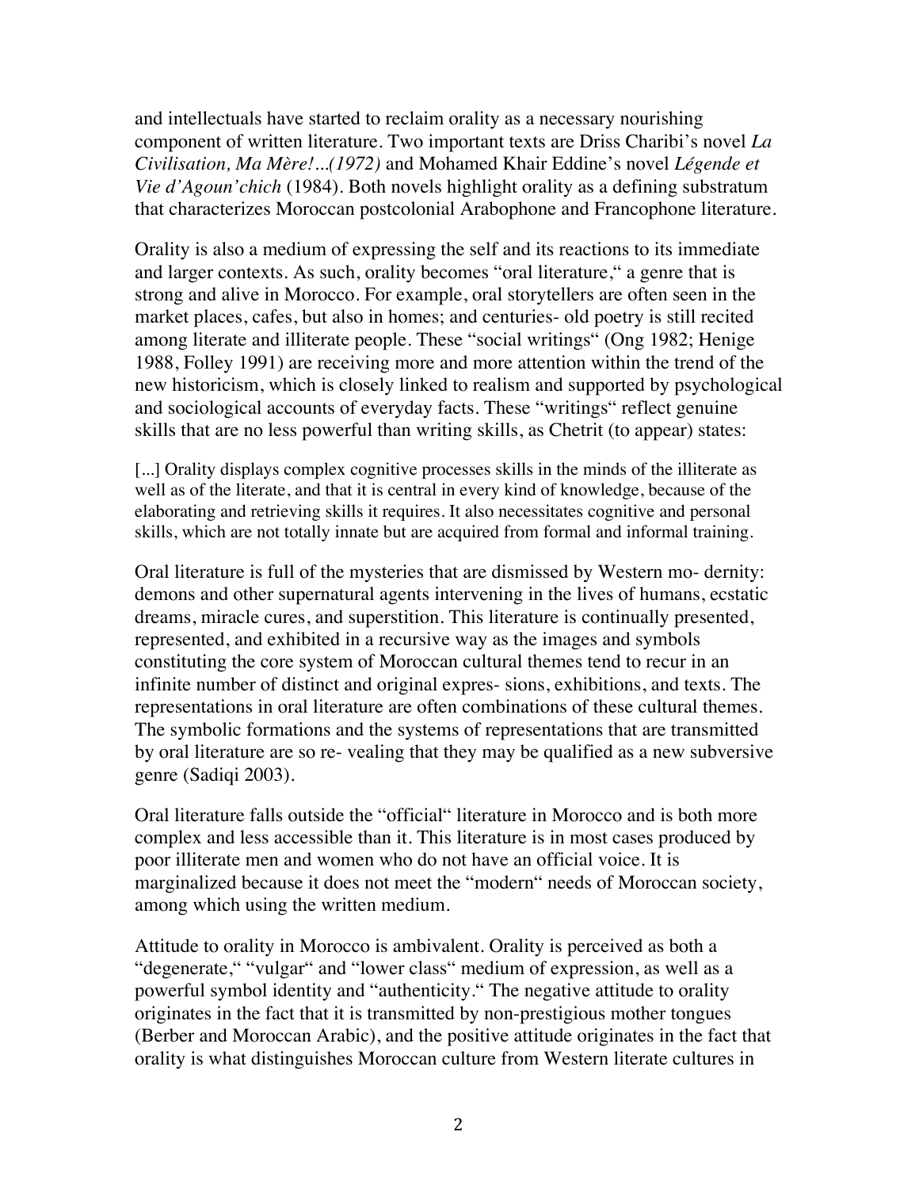and intellectuals have started to reclaim orality as a necessary nourishing component of written literature. Two important texts are Driss Charibi's novel *La Civilisation, Ma Mère!...(1972)* and Mohamed Khair Eddine's novel *Légende et Vie d'Agoun'chich* (1984). Both novels highlight orality as a defining substratum that characterizes Moroccan postcolonial Arabophone and Francophone literature.

Orality is also a medium of expressing the self and its reactions to its immediate and larger contexts. As such, orality becomes "oral literature," a genre that is strong and alive in Morocco. For example, oral storytellers are often seen in the market places, cafes, but also in homes; and centuries- old poetry is still recited among literate and illiterate people. These "social writings" (Ong 1982; Henige 1988, Folley 1991) are receiving more and more attention within the trend of the new historicism, which is closely linked to realism and supported by psychological and sociological accounts of everyday facts. These "writings" reflect genuine skills that are no less powerful than writing skills, as Chetrit (to appear) states:

> [...] Orality displays complex cognitive processes skills in the minds of the illiterate as well as of the literate, and that it is central in every kind of knowledge, because of the elaborating and retrieving skills it requires. It also necessitates cognitive and personal skills, which are not totally innate but are acquired from formal and informal training.

Oral literature is full of the mysteries that are dismissed by Western mo- dernity: demons and other supernatural agents intervening in the lives of humans, ecstatic dreams, miracle cures, and superstition. This literature is continually presented, represented, and exhibited in a recursive way as the images and symbols constituting the core system of Moroccan cultural themes tend to recur in an infinite number of distinct and original expres- sions, exhibitions, and texts. The representations in oral literature are often combinations of these cultural themes. The symbolic formations and the systems of representations that are transmitted by oral literature are so re- vealing that they may be qualified as a new subversive genre (Sadiqi 2003).

Oral literature falls outside the "official" literature in Morocco and is both more complex and less accessible than it. This literature is in most cases produced by poor illiterate men and women who do not have an official voice. It is marginalized because it does not meet the "modern" needs of Moroccan society, among which using the written medium.

Attitude to orality in Morocco is ambivalent. Orality is perceived as both a "degenerate," "vulgar" and "lower class" medium of expression, as well as a powerful symbol identity and "authenticity." The negative attitude to orality originates in the fact that it is transmitted by non-prestigious mother tongues (Berber and Moroccan Arabic), and the positive attitude originates in the fact that orality is what distinguishes Moroccan culture from Western literate cultures in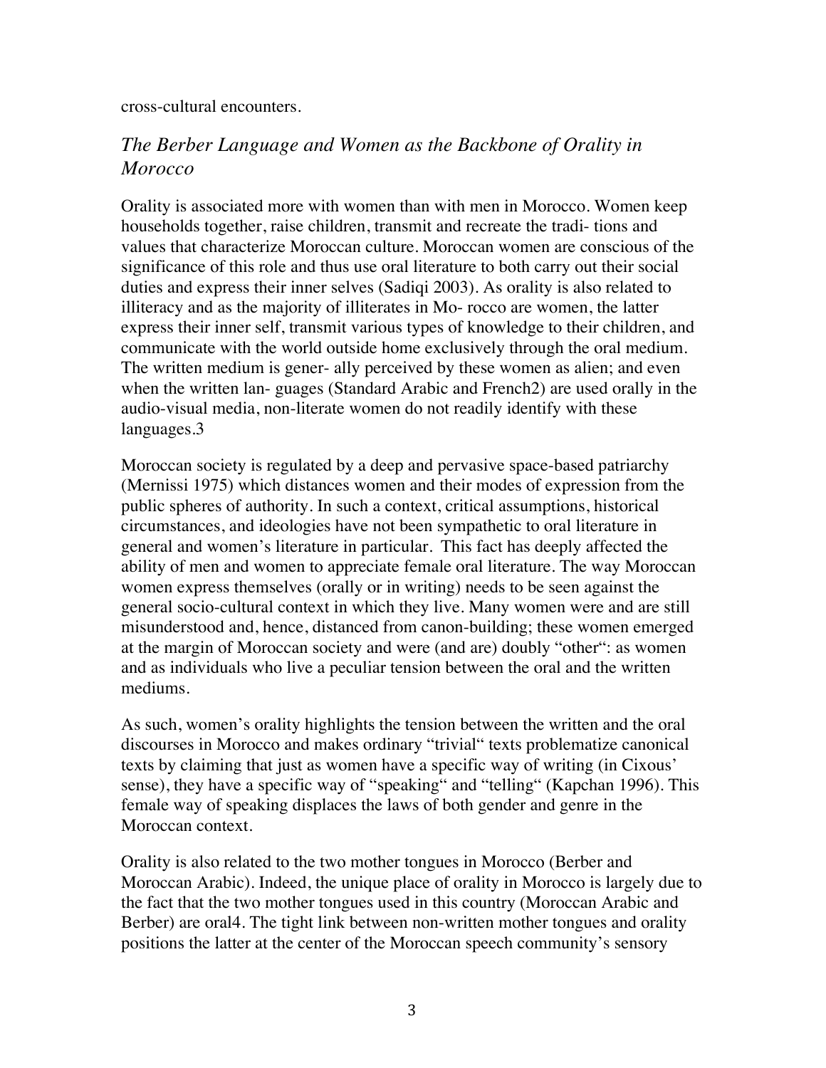cross-cultural encounters.

## *The Berber Language and Women as the Backbone of Orality in Morocco*

Orality is associated more with women than with men in Morocco. Women keep households together, raise children, transmit and recreate the tradi- tions and values that characterize Moroccan culture. Moroccan women are conscious of the significance of this role and thus use oral literature to both carry out their social duties and express their inner selves (Sadiqi 2003). As orality is also related to illiteracy and as the majority of illiterates in Mo- rocco are women, the latter express their inner self, transmit various types of knowledge to their children, and communicate with the world outside home exclusively through the oral medium. The written medium is gener- ally perceived by these women as alien; and even when the written lan- guages (Standard Arabic and French[2]) are used orally in the audio-visual media, non-literate women do not readily identify with these languages.[3]

Moroccan society is regulated by a deep and pervasive space-based patriarchy (Mernissi 1975) which distances women and their modes of expression from the public spheres of authority. In such a context, critical assumptions, historical circumstances, and ideologies have not been sympathetic to oral literature in general and women's literature in particular. This fact has deeply affected the ability of men and women to appreciate female oral literature. The way Moroccan women express themselves (orally or in writing) needs to be seen against the general socio-cultural context in which they live. Many women were and are still misunderstood and, hence, distanced from canon-building; these women emerged at the margin of Moroccan society and were (and are) doubly "other": as women and as individuals who live a peculiar tension between the oral and the written mediums.

As such, women's orality highlights the tension between the written and the oral discourses in Morocco and makes ordinary "trivial" texts problematize canonical texts by claiming that just as women have a specific way of writing (in Cixous' sense), they have a specific way of "speaking" and "telling" (Kapchan 1996). This female way of speaking displaces the laws of both gender and genre in the Moroccan context.

Orality is also related to the two mother tongues in Morocco (Berber and Moroccan Arabic). Indeed, the unique place of orality in Morocco is largely due to the fact that the two mother tongues used in this country (Moroccan Arabic and Berber) are oral[4]. The tight link between non-written mother tongues and orality positions the latter at the center of the Moroccan speech community's sensory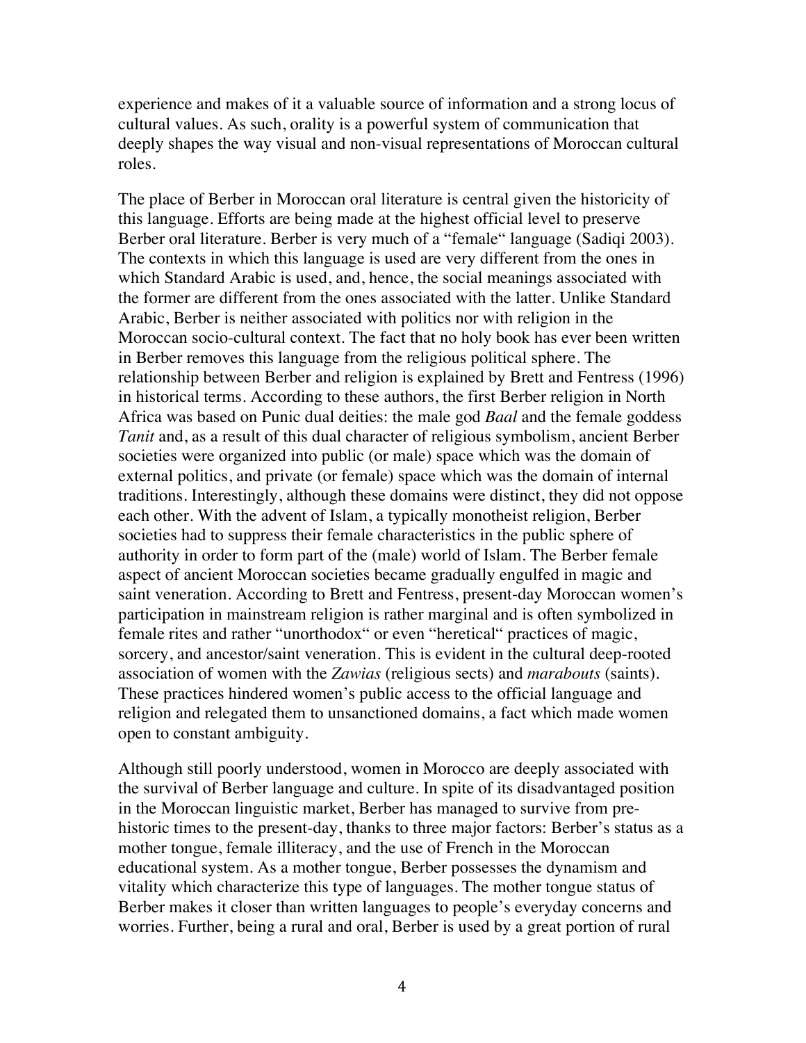experience and makes of it a valuable source of information and a strong locus of cultural values. As such, orality is a powerful system of communication that deeply shapes the way visual and non-visual representations of Moroccan cultural roles.

The place of Berber in Moroccan oral literature is central given the historicity of this language. Efforts are being made at the highest official level to preserve Berber oral literature. Berber is very much of a "female" language (Sadiqi 2003). The contexts in which this language is used are very different from the ones in which Standard Arabic is used, and, hence, the social meanings associated with the former are different from the ones associated with the latter. Unlike Standard Arabic, Berber is neither associated with politics nor with religion in the Moroccan socio-cultural context. The fact that no holy book has ever been written in Berber removes this language from the religious political sphere. The relationship between Berber and religion is explained by Brett and Fentress (1996) in historical terms. According to these authors, the first Berber religion in North Africa was based on Punic dual deities: the male god *Baal* and the female goddess *Tanit* and, as a result of this dual character of religious symbolism, ancient Berber societies were organized into public (or male) space which was the domain of external politics, and private (or female) space which was the domain of internal traditions. Interestingly, although these domains were distinct, they did not oppose each other. With the advent of Islam, a typically monotheist religion, Berber societies had to suppress their female characteristics in the public sphere of authority in order to form part of the (male) world of Islam. The Berber female aspect of ancient Moroccan societies became gradually engulfed in magic and saint veneration. According to Brett and Fentress, present-day Moroccan women's participation in mainstream religion is rather marginal and is often symbolized in female rites and rather "unorthodox" or even "heretical" practices of magic, sorcery, and ancestor/saint veneration. This is evident in the cultural deep-rooted association of women with the *Zawias* (religious sects) and *marabouts* (saints). These practices hindered women's public access to the official language and religion and relegated them to unsanctioned domains, a fact which made women open to constant ambiguity.

Although still poorly understood, women in Morocco are deeply associated with the survival of Berber language and culture. In spite of its disadvantaged position in the Moroccan linguistic market, Berber has managed to survive from pre-historic times to the present-day, thanks to three major factors: Berber's status as a mother tongue, female illiteracy, and the use of French in the Moroccan educational system. As a mother tongue, Berber possesses the dynamism and vitality which characterize this type of languages. The mother tongue status of Berber makes it closer than written languages to people's everyday concerns and worries. Further, being a rural and oral, Berber is used by a great portion of rural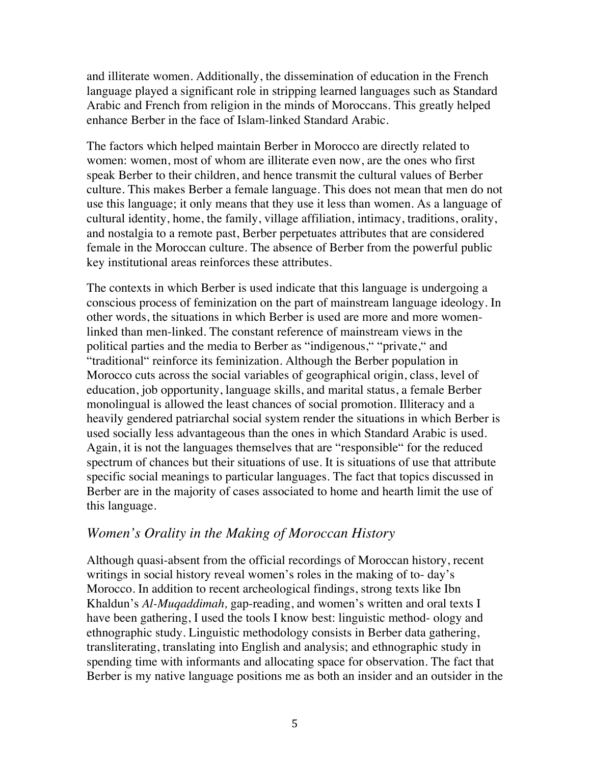and illiterate women. Additionally, the dissemination of education in the French language played a significant role in stripping learned languages such as Standard Arabic and French from religion in the minds of Moroccans. This greatly helped enhance Berber in the face of Islam-linked Standard Arabic.

The factors which helped maintain Berber in Morocco are directly related to women: women, most of whom are illiterate even now, are the ones who first speak Berber to their children, and hence transmit the cultural values of Berber culture. This makes Berber a female language. This does not mean that men do not use this language; it only means that they use it less than women. As a language of cultural identity, home, the family, village affiliation, intimacy, traditions, orality, and nostalgia to a remote past, Berber perpetuates attributes that are considered female in the Moroccan culture. The absence of Berber from the powerful public key institutional areas reinforces these attributes.

The contexts in which Berber is used indicate that this language is undergoing a conscious process of feminization on the part of mainstream language ideology. In other words, the situations in which Berber is used are more and more women-linked than men-linked. The constant reference of mainstream views in the political parties and the media to Berber as "indigenous," "private," and "traditional" reinforce its feminization. Although the Berber population in Morocco cuts across the social variables of geographical origin, class, level of education, job opportunity, language skills, and marital status, a female Berber monolingual is allowed the least chances of social promotion. Illiteracy and a heavily gendered patriarchal social system render the situations in which Berber is used socially less advantageous than the ones in which Standard Arabic is used. Again, it is not the languages themselves that are "responsible" for the reduced spectrum of chances but their situations of use. It is situations of use that attribute specific social meanings to particular languages. The fact that topics discussed in Berber are in the majority of cases associated to home and hearth limit the use of this language.

## *Women's Orality in the Making of Moroccan History*

Although quasi-absent from the official recordings of Moroccan history, recent writings in social history reveal women's roles in the making of to- day's Morocco. In addition to recent archeological findings, strong texts like Ibn Khaldun's *Al-Muqaddimah,* gap-reading, and women's written and oral texts I have been gathering, I used the tools I know best: linguistic method- ology and ethnographic study. Linguistic methodology consists in Berber data gathering, transliterating, translating into English and analysis; and ethnographic study in spending time with informants and allocating space for observation. The fact that Berber is my native language positions me as both an insider and an outsider in the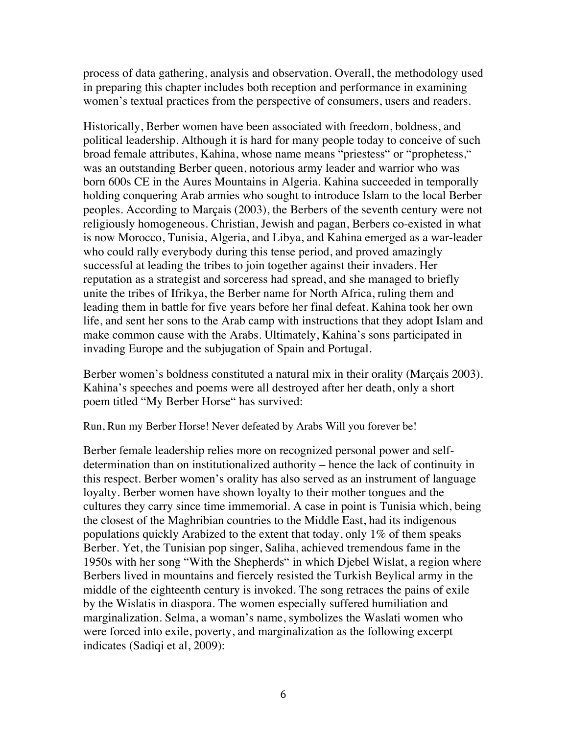process of data gathering, analysis and observation. Overall, the methodology used in preparing this chapter includes both reception and performance in examining women's textual practices from the perspective of consumers, users and readers.

Historically, Berber women have been associated with freedom, boldness, and political leadership. Although it is hard for many people today to conceive of such broad female attributes, Kahina, whose name means "priestess" or "prophetess," was an outstanding Berber queen, notorious army leader and warrior who was born 600s CE in the Aures Mountains in Algeria. Kahina succeeded in temporally holding conquering Arab armies who sought to introduce Islam to the local Berber peoples. According to Marçais (2003), the Berbers of the seventh century were not religiously homogeneous. Christian, Jewish and pagan, Berbers co-existed in what is now Morocco, Tunisia, Algeria, and Libya, and Kahina emerged as a war-leader who could rally everybody during this tense period, and proved amazingly successful at leading the tribes to join together against their invaders. Her reputation as a strategist and sorceress had spread, and she managed to briefly unite the tribes of Ifrikya, the Berber name for North Africa, ruling them and leading them in battle for five years before her final defeat. Kahina took her own life, and sent her sons to the Arab camp with instructions that they adopt Islam and make common cause with the Arabs. Ultimately, Kahina's sons participated in invading Europe and the subjugation of Spain and Portugal.

Berber women's boldness constituted a natural mix in their orality (Marçais 2003). Kahina's speeches and poems were all destroyed after her death, only a short poem titled "My Berber Horse" has survived:

Run, Run my Berber Horse! Never defeated by Arabs Will you forever be!

Berber female leadership relies more on recognized personal power and self-determination than on institutionalized authority – hence the lack of continuity in this respect. Berber women's orality has also served as an instrument of language loyalty. Berber women have shown loyalty to their mother tongues and the cultures they carry since time immemorial. A case in point is Tunisia which, being the closest of the Maghribian countries to the Middle East, had its indigenous populations quickly Arabized to the extent that today, only 1% of them speaks Berber. Yet, the Tunisian pop singer, Saliha, achieved tremendous fame in the 1950s with her song "With the Shepherds" in which Djebel Wislat, a region where Berbers lived in mountains and fiercely resisted the Turkish Beylical army in the middle of the eighteenth century is invoked. The song retraces the pains of exile by the Wislatis in diaspora. The women especially suffered humiliation and marginalization. Selma, a woman's name, symbolizes the Waslati women who were forced into exile, poverty, and marginalization as the following excerpt indicates (Sadiqi et al, 2009):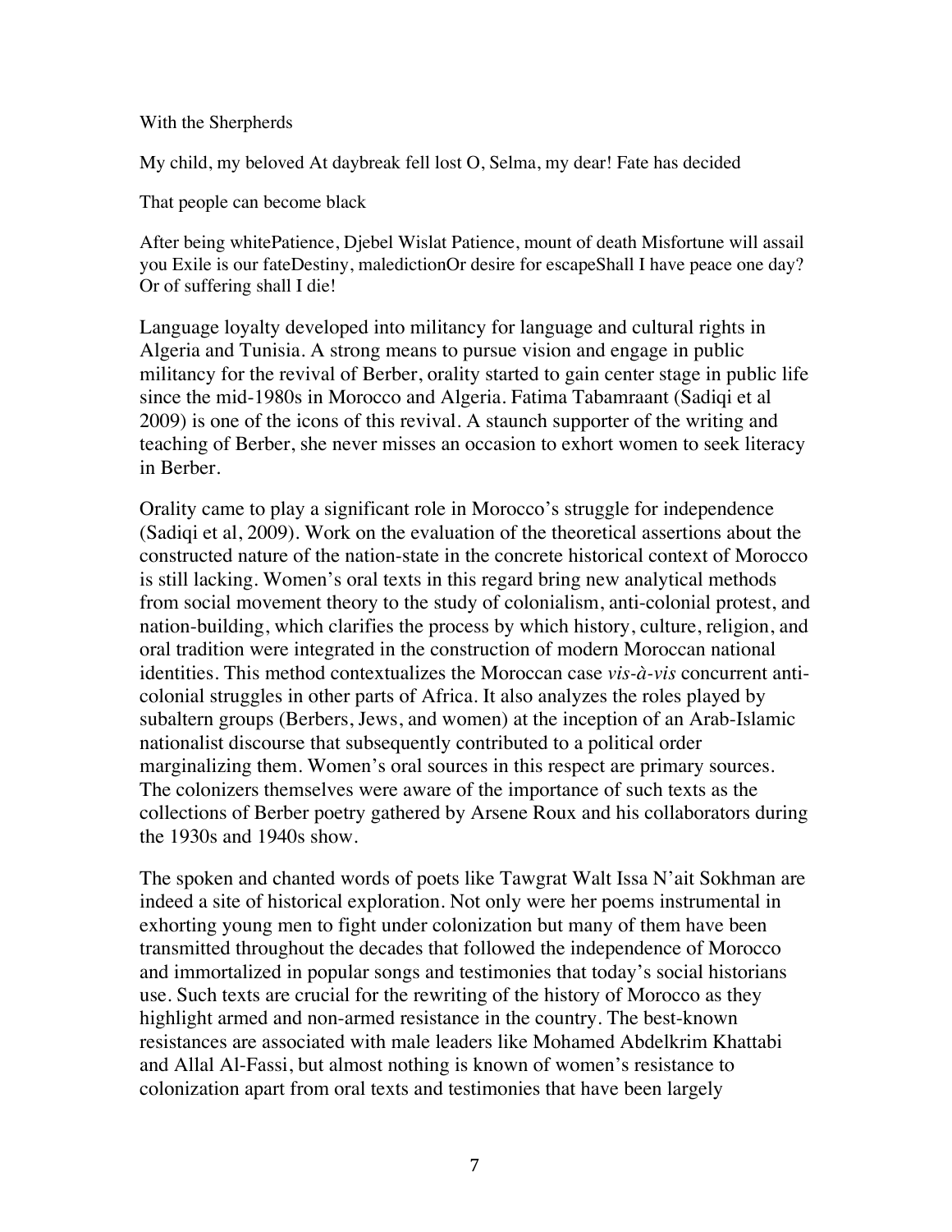With the Sherpherds

My child, my beloved At daybreak fell lost O, Selma, my dear! Fate has decided

That people can become black

After being whitePatience, Djebel Wislat Patience, mount of death Misfortune will assail you Exile is our fateDestiny, maledictionOr desire for escapeShall I have peace one day? Or of suffering shall I die!

Language loyalty developed into militancy for language and cultural rights in Algeria and Tunisia. A strong means to pursue vision and engage in public militancy for the revival of Berber, orality started to gain center stage in public life since the mid-1980s in Morocco and Algeria. Fatima Tabamraant (Sadiqi et al 2009) is one of the icons of this revival. A staunch supporter of the writing and teaching of Berber, she never misses an occasion to exhort women to seek literacy in Berber.

Orality came to play a significant role in Morocco's struggle for independence (Sadiqi et al, 2009). Work on the evaluation of the theoretical assertions about the constructed nature of the nation-state in the concrete historical context of Morocco is still lacking. Women's oral texts in this regard bring new analytical methods from social movement theory to the study of colonialism, anti-colonial protest, and nation-building, which clarifies the process by which history, culture, religion, and oral tradition were integrated in the construction of modern Moroccan national identities. This method contextualizes the Moroccan case *vis-à-vis* concurrent anti-colonial struggles in other parts of Africa. It also analyzes the roles played by subaltern groups (Berbers, Jews, and women) at the inception of an Arab-Islamic nationalist discourse that subsequently contributed to a political order marginalizing them. Women's oral sources in this respect are primary sources. The colonizers themselves were aware of the importance of such texts as the collections of Berber poetry gathered by Arsene Roux and his collaborators during the 1930s and 1940s show.

The spoken and chanted words of poets like Tawgrat Walt Issa N'ait Sokhman are indeed a site of historical exploration. Not only were her poems instrumental in exhorting young men to fight under colonization but many of them have been transmitted throughout the decades that followed the independence of Morocco and immortalized in popular songs and testimonies that today's social historians use. Such texts are crucial for the rewriting of the history of Morocco as they highlight armed and non-armed resistance in the country. The best-known resistances are associated with male leaders like Mohamed Abdelkrim Khattabi and Allal Al-Fassi, but almost nothing is known of women's resistance to colonization apart from oral texts and testimonies that have been largely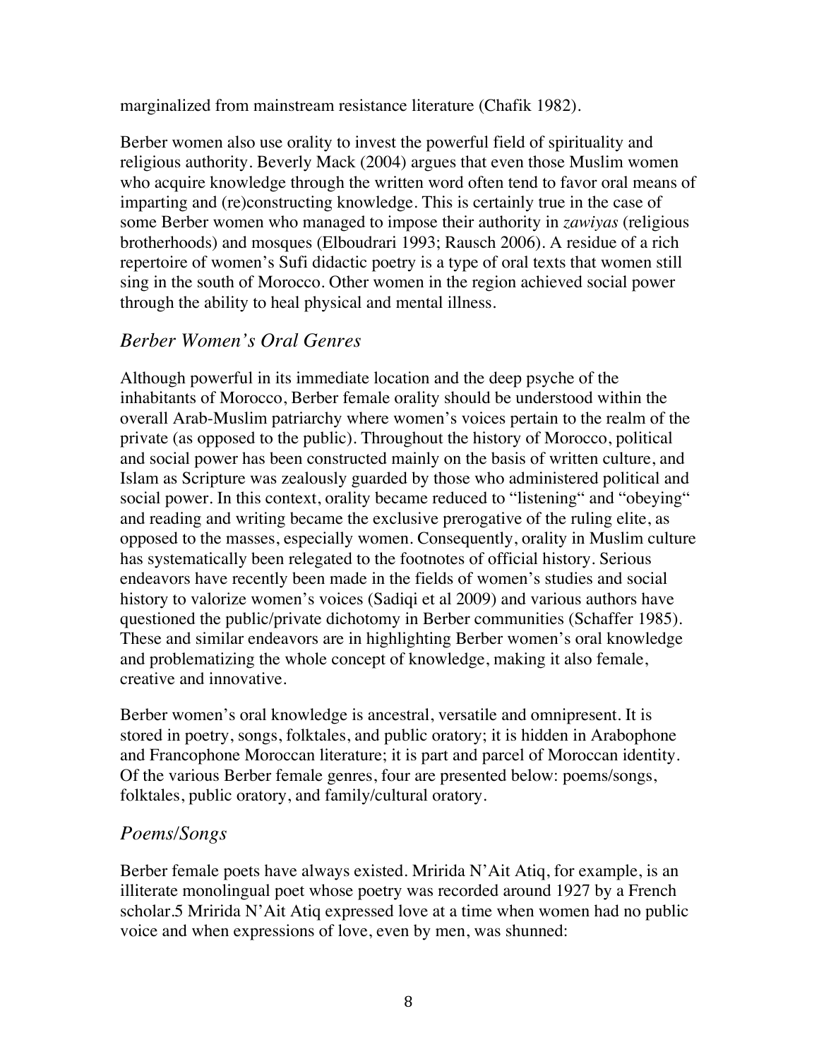marginalized from mainstream resistance literature (Chafik 1982).

Berber women also use orality to invest the powerful field of spirituality and religious authority. Beverly Mack (2004) argues that even those Muslim women who acquire knowledge through the written word often tend to favor oral means of imparting and (re)constructing knowledge. This is certainly true in the case of some Berber women who managed to impose their authority in *zawiyas* (religious brotherhoods) and mosques (Elboudrari 1993; Rausch 2006). A residue of a rich repertoire of women's Sufi didactic poetry is a type of oral texts that women still sing in the south of Morocco. Other women in the region achieved social power through the ability to heal physical and mental illness.

## *Berber Women's Oral Genres*

Although powerful in its immediate location and the deep psyche of the inhabitants of Morocco, Berber female orality should be understood within the overall Arab-Muslim patriarchy where women's voices pertain to the realm of the private (as opposed to the public). Throughout the history of Morocco, political and social power has been constructed mainly on the basis of written culture, and Islam as Scripture was zealously guarded by those who administered political and social power. In this context, orality became reduced to "listening" and "obeying" and reading and writing became the exclusive prerogative of the ruling elite, as opposed to the masses, especially women. Consequently, orality in Muslim culture has systematically been relegated to the footnotes of official history. Serious endeavors have recently been made in the fields of women's studies and social history to valorize women's voices (Sadiqi et al 2009) and various authors have questioned the public/private dichotomy in Berber communities (Schaffer 1985). These and similar endeavors are in highlighting Berber women's oral knowledge and problematizing the whole concept of knowledge, making it also female, creative and innovative.

Berber women's oral knowledge is ancestral, versatile and omnipresent. It is stored in poetry, songs, folktales, and public oratory; it is hidden in Arabophone and Francophone Moroccan literature; it is part and parcel of Moroccan identity. Of the various Berber female genres, four are presented below: poems/songs, folktales, public oratory, and family/cultural oratory.

## *Poems/Songs*

Berber female poets have always existed. Mririda N'Ait Atiq, for example, is an illiterate monolingual poet whose poetry was recorded around 1927 by a French scholar.5 Mririda N'Ait Atiq expressed love at a time when women had no public voice and when expressions of love, even by men, was shunned: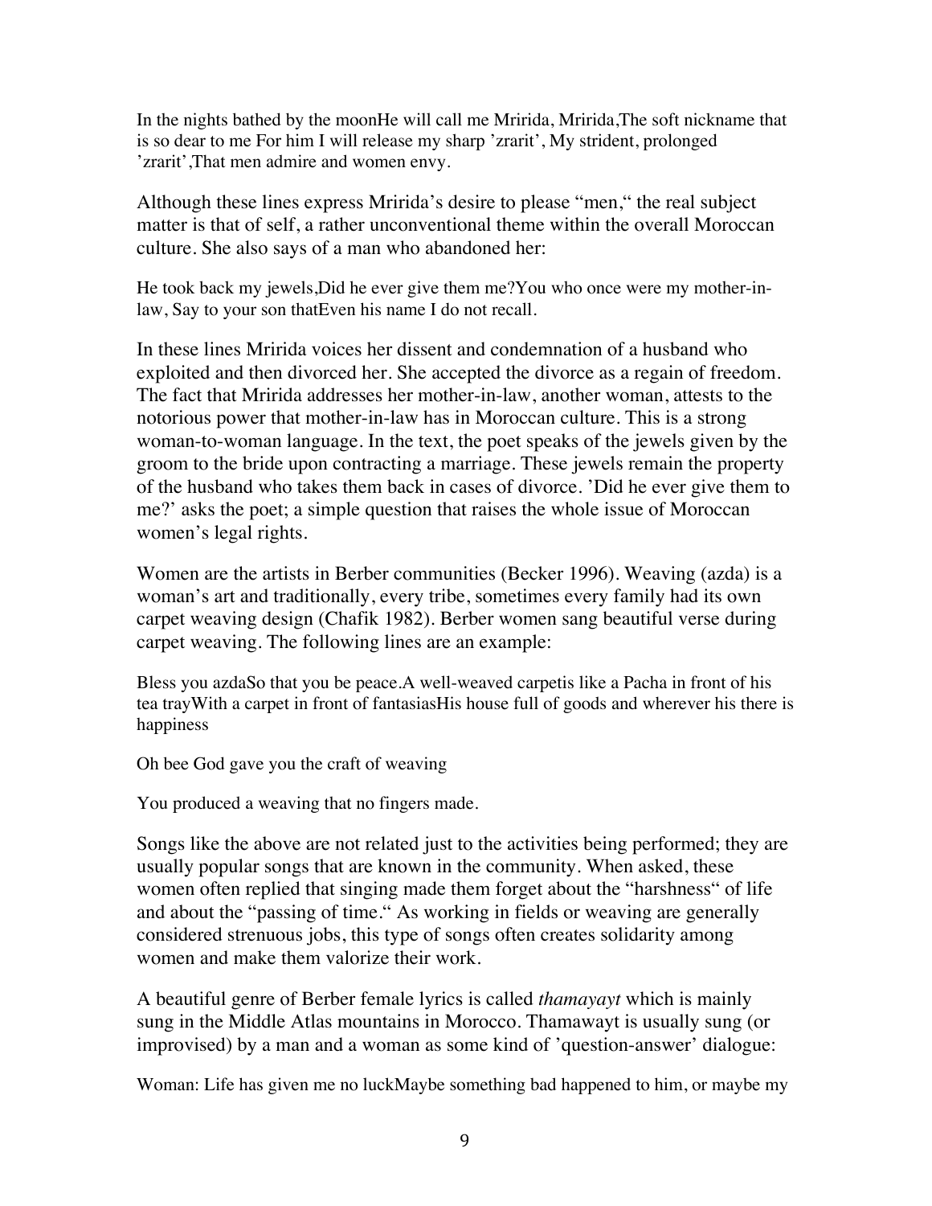In the nights bathed by the moonHe will call me Mririda, Mririda,The soft nickname that is so dear to me For him I will release my sharp 'zrarit', My strident, prolonged 'zrarit',That men admire and women envy.

Although these lines express Mririda's desire to please "men," the real subject matter is that of self, a rather unconventional theme within the overall Moroccan culture. She also says of a man who abandoned her:

He took back my jewels,Did he ever give them me?You who once were my mother-in-law, Say to your son thatEven his name I do not recall.

In these lines Mririda voices her dissent and condemnation of a husband who exploited and then divorced her. She accepted the divorce as a regain of freedom. The fact that Mririda addresses her mother-in-law, another woman, attests to the notorious power that mother-in-law has in Moroccan culture. This is a strong woman-to-woman language. In the text, the poet speaks of the jewels given by the groom to the bride upon contracting a marriage. These jewels remain the property of the husband who takes them back in cases of divorce. 'Did he ever give them to me?' asks the poet; a simple question that raises the whole issue of Moroccan women's legal rights.

Women are the artists in Berber communities (Becker 1996). Weaving (azda) is a woman's art and traditionally, every tribe, sometimes every family had its own carpet weaving design (Chafik 1982). Berber women sang beautiful verse during carpet weaving. The following lines are an example:

Bless you azdaSo that you be peace.A well-weaved carpetis like a Pacha in front of his tea trayWith a carpet in front of fantasiasHis house full of goods and wherever his there is happiness

Oh bee God gave you the craft of weaving

You produced a weaving that no fingers made.

Songs like the above are not related just to the activities being performed; they are usually popular songs that are known in the community. When asked, these women often replied that singing made them forget about the "harshness" of life and about the "passing of time." As working in fields or weaving are generally considered strenuous jobs, this type of songs often creates solidarity among women and make them valorize their work.

A beautiful genre of Berber female lyrics is called *thamayayt* which is mainly sung in the Middle Atlas mountains in Morocco. Thamawayt is usually sung (or improvised) by a man and a woman as some kind of 'question-answer' dialogue:

Woman: Life has given me no luckMaybe something bad happened to him, or maybe my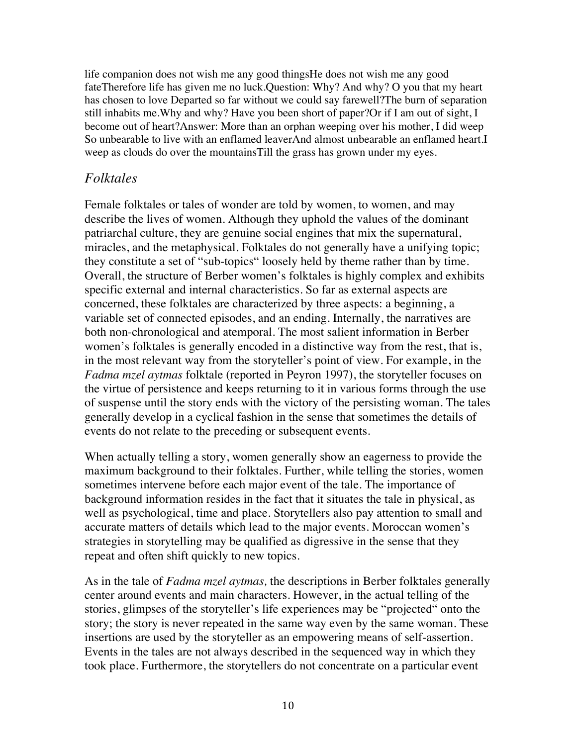life companion does not wish me any good thingsHe does not wish me any good fateTherefore life has given me no luck.Question: Why? And why? O you that my heart has chosen to love Departed so far without we could say farewell?The burn of separation still inhabits me.Why and why? Have you been short of paper?Or if I am out of sight, I become out of heart?Answer: More than an orphan weeping over his mother, I did weep So unbearable to live with an enflamed leaverAnd almost unbearable an enflamed heart.I weep as clouds do over the mountainsTill the grass has grown under my eyes.

## *Folktales*

Female folktales or tales of wonder are told by women, to women, and may describe the lives of women. Although they uphold the values of the dominant patriarchal culture, they are genuine social engines that mix the supernatural, miracles, and the metaphysical. Folktales do not generally have a unifying topic; they constitute a set of "sub-topics" loosely held by theme rather than by time. Overall, the structure of Berber women's folktales is highly complex and exhibits specific external and internal characteristics. So far as external aspects are concerned, these folktales are characterized by three aspects: a beginning, a variable set of connected episodes, and an ending. Internally, the narratives are both non-chronological and atemporal. The most salient information in Berber women's folktales is generally encoded in a distinctive way from the rest, that is, in the most relevant way from the storyteller's point of view. For example, in the *Fadma mzel aytmas* folktale (reported in Peyron 1997), the storyteller focuses on the virtue of persistence and keeps returning to it in various forms through the use of suspense until the story ends with the victory of the persisting woman. The tales generally develop in a cyclical fashion in the sense that sometimes the details of events do not relate to the preceding or subsequent events.

When actually telling a story, women generally show an eagerness to provide the maximum background to their folktales. Further, while telling the stories, women sometimes intervene before each major event of the tale. The importance of background information resides in the fact that it situates the tale in physical, as well as psychological, time and place. Storytellers also pay attention to small and accurate matters of details which lead to the major events. Moroccan women's strategies in storytelling may be qualified as digressive in the sense that they repeat and often shift quickly to new topics.

As in the tale of *Fadma mzel aytmas,* the descriptions in Berber folktales generally center around events and main characters. However, in the actual telling of the stories, glimpses of the storyteller's life experiences may be "projected" onto the story; the story is never repeated in the same way even by the same woman. These insertions are used by the storyteller as an empowering means of self-assertion. Events in the tales are not always described in the sequenced way in which they took place. Furthermore, the storytellers do not concentrate on a particular event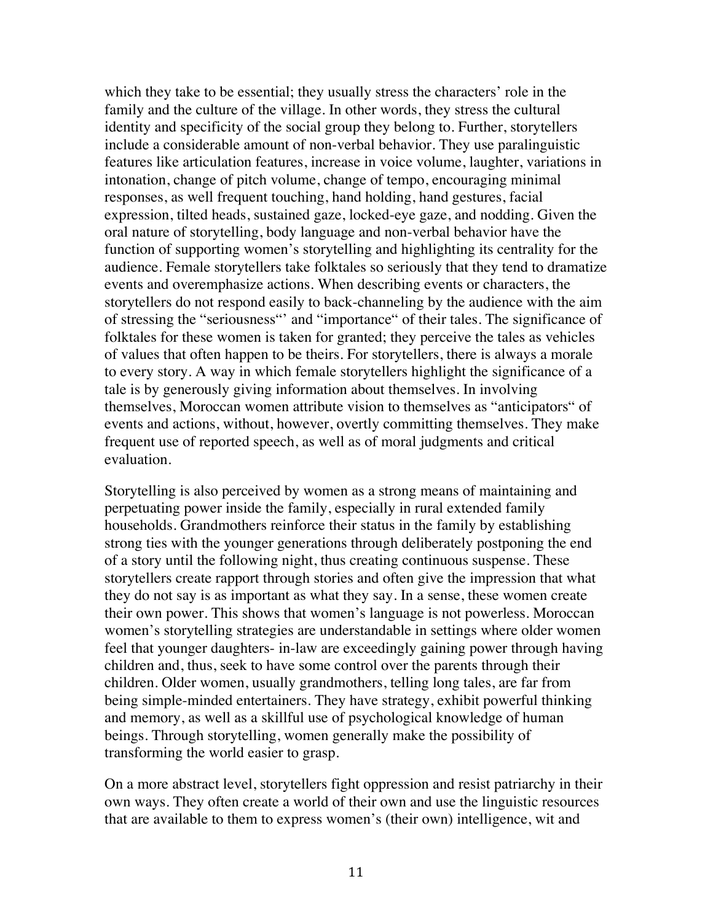which they take to be essential; they usually stress the characters' role in the family and the culture of the village. In other words, they stress the cultural identity and specificity of the social group they belong to. Further, storytellers include a considerable amount of non-verbal behavior. They use paralinguistic features like articulation features, increase in voice volume, laughter, variations in intonation, change of pitch volume, change of tempo, encouraging minimal responses, as well frequent touching, hand holding, hand gestures, facial expression, tilted heads, sustained gaze, locked-eye gaze, and nodding. Given the oral nature of storytelling, body language and non-verbal behavior have the function of supporting women's storytelling and highlighting its centrality for the audience. Female storytellers take folktales so seriously that they tend to dramatize events and overemphasize actions. When describing events or characters, the storytellers do not respond easily to back-channeling by the audience with the aim of stressing the "seriousness"' and "importance" of their tales. The significance of folktales for these women is taken for granted; they perceive the tales as vehicles of values that often happen to be theirs. For storytellers, there is always a morale to every story. A way in which female storytellers highlight the significance of a tale is by generously giving information about themselves. In involving themselves, Moroccan women attribute vision to themselves as "anticipators" of events and actions, without, however, overtly committing themselves. They make frequent use of reported speech, as well as of moral judgments and critical evaluation.

Storytelling is also perceived by women as a strong means of maintaining and perpetuating power inside the family, especially in rural extended family households. Grandmothers reinforce their status in the family by establishing strong ties with the younger generations through deliberately postponing the end of a story until the following night, thus creating continuous suspense. These storytellers create rapport through stories and often give the impression that what they do not say is as important as what they say. In a sense, these women create their own power. This shows that women's language is not powerless. Moroccan women's storytelling strategies are understandable in settings where older women feel that younger daughters- in-law are exceedingly gaining power through having children and, thus, seek to have some control over the parents through their children. Older women, usually grandmothers, telling long tales, are far from being simple-minded entertainers. They have strategy, exhibit powerful thinking and memory, as well as a skillful use of psychological knowledge of human beings. Through storytelling, women generally make the possibility of transforming the world easier to grasp.

On a more abstract level, storytellers fight oppression and resist patriarchy in their own ways. They often create a world of their own and use the linguistic resources that are available to them to express women's (their own) intelligence, wit and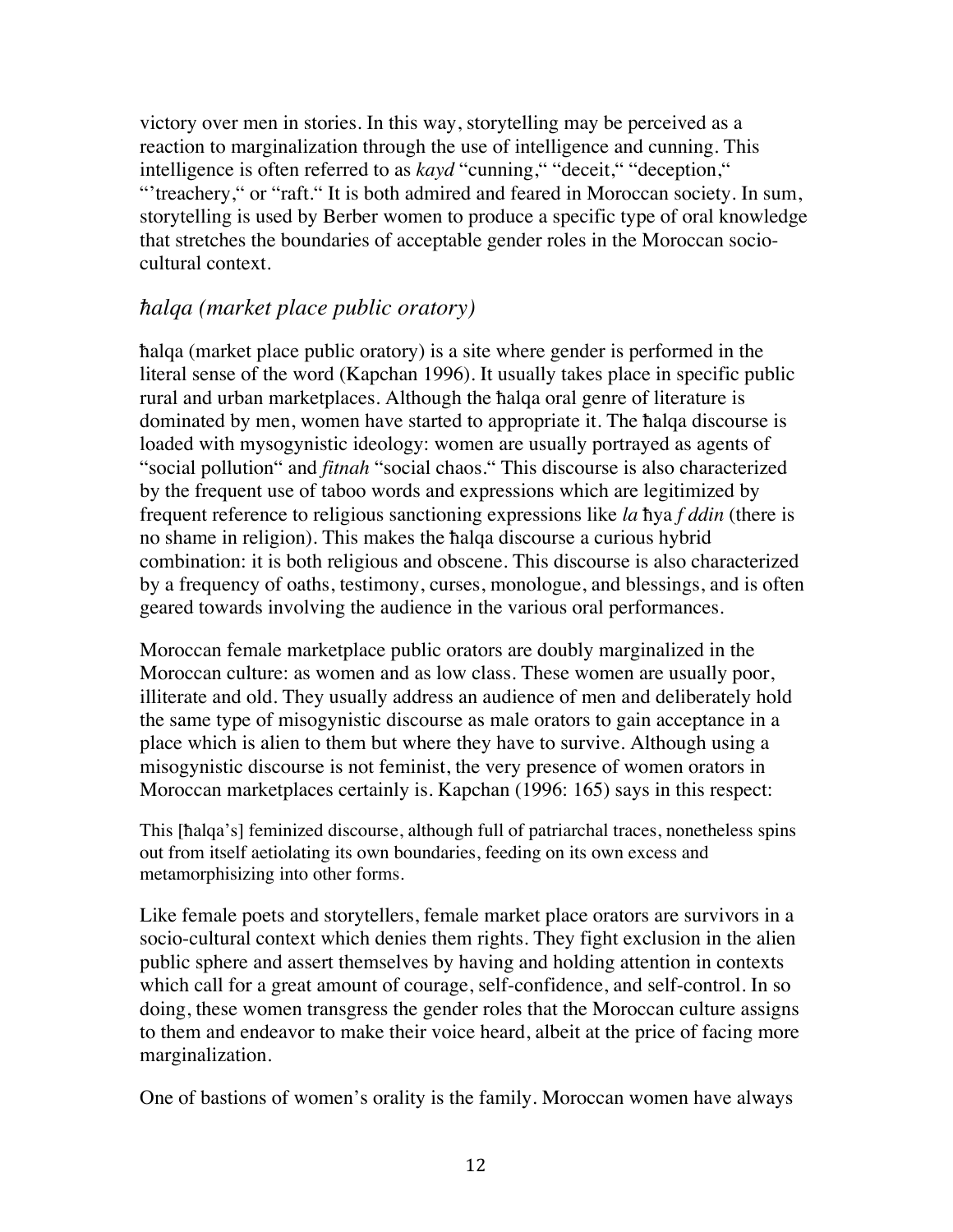victory over men in stories. In this way, storytelling may be perceived as a reaction to marginalization through the use of intelligence and cunning. This intelligence is often referred to as *kayd* "cunning," "deceit," "deception," "'treachery," or "raft." It is both admired and feared in Moroccan society. In sum, storytelling is used by Berber women to produce a specific type of oral knowledge that stretches the boundaries of acceptable gender roles in the Moroccan socio-cultural context.

## *ħalqa (market place public oratory)*

ħalqa (market place public oratory) is a site where gender is performed in the literal sense of the word (Kapchan 1996). It usually takes place in specific public rural and urban marketplaces. Although the ħalqa oral genre of literature is dominated by men, women have started to appropriate it. The ħalqa discourse is loaded with mysogynistic ideology: women are usually portrayed as agents of "social pollution" and *fitnah* "social chaos." This discourse is also characterized by the frequent use of taboo words and expressions which are legitimized by frequent reference to religious sanctioning expressions like *la* ħya *f ddin* (there is no shame in religion). This makes the ħalqa discourse a curious hybrid combination: it is both religious and obscene. This discourse is also characterized by a frequency of oaths, testimony, curses, monologue, and blessings, and is often geared towards involving the audience in the various oral performances.

Moroccan female marketplace public orators are doubly marginalized in the Moroccan culture: as women and as low class. These women are usually poor, illiterate and old. They usually address an audience of men and deliberately hold the same type of misogynistic discourse as male orators to gain acceptance in a place which is alien to them but where they have to survive. Although using a misogynistic discourse is not feminist, the very presence of women orators in Moroccan marketplaces certainly is. Kapchan (1996: 165) says in this respect:

> This [ħalqa's] feminized discourse, although full of patriarchal traces, nonetheless spins out from itself aetiolating its own boundaries, feeding on its own excess and metamorphisizing into other forms.

Like female poets and storytellers, female market place orators are survivors in a socio-cultural context which denies them rights. They fight exclusion in the alien public sphere and assert themselves by having and holding attention in contexts which call for a great amount of courage, self-confidence, and self-control. In so doing, these women transgress the gender roles that the Moroccan culture assigns to them and endeavor to make their voice heard, albeit at the price of facing more marginalization.

One of bastions of women's orality is the family. Moroccan women have always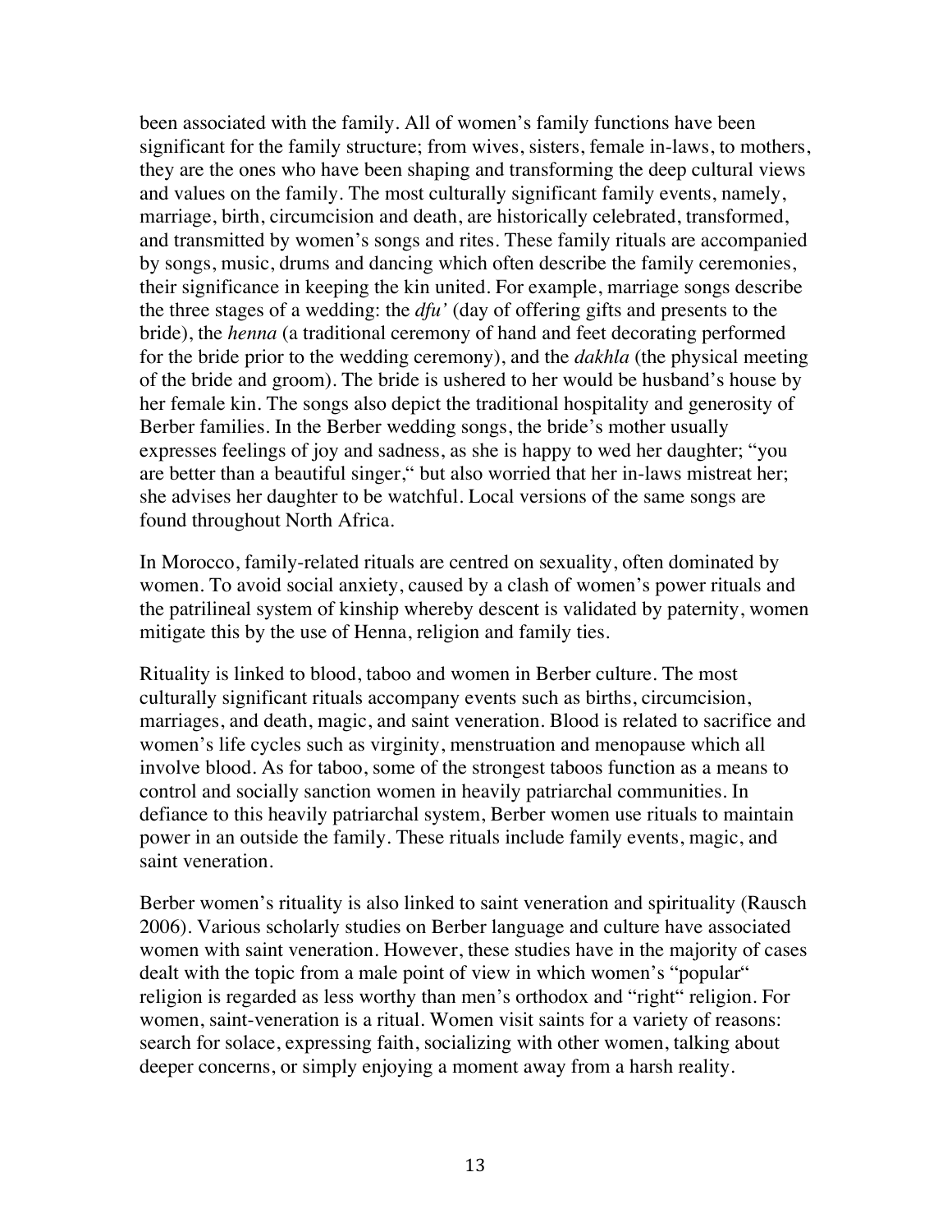been associated with the family. All of women's family functions have been significant for the family structure; from wives, sisters, female in-laws, to mothers, they are the ones who have been shaping and transforming the deep cultural views and values on the family. The most culturally significant family events, namely, marriage, birth, circumcision and death, are historically celebrated, transformed, and transmitted by women's songs and rites. These family rituals are accompanied by songs, music, drums and dancing which often describe the family ceremonies, their significance in keeping the kin united. For example, marriage songs describe the three stages of a wedding: the *dfu'* (day of offering gifts and presents to the bride), the *henna* (a traditional ceremony of hand and feet decorating performed for the bride prior to the wedding ceremony), and the *dakhla* (the physical meeting of the bride and groom). The bride is ushered to her would be husband's house by her female kin. The songs also depict the traditional hospitality and generosity of Berber families. In the Berber wedding songs, the bride's mother usually expresses feelings of joy and sadness, as she is happy to wed her daughter; "you are better than a beautiful singer," but also worried that her in-laws mistreat her; she advises her daughter to be watchful. Local versions of the same songs are found throughout North Africa.

In Morocco, family-related rituals are centred on sexuality, often dominated by women. To avoid social anxiety, caused by a clash of women's power rituals and the patrilineal system of kinship whereby descent is validated by paternity, women mitigate this by the use of Henna, religion and family ties.

Rituality is linked to blood, taboo and women in Berber culture. The most culturally significant rituals accompany events such as births, circumcision, marriages, and death, magic, and saint veneration. Blood is related to sacrifice and women's life cycles such as virginity, menstruation and menopause which all involve blood. As for taboo, some of the strongest taboos function as a means to control and socially sanction women in heavily patriarchal communities. In defiance to this heavily patriarchal system, Berber women use rituals to maintain power in an outside the family. These rituals include family events, magic, and saint veneration.

Berber women's rituality is also linked to saint veneration and spirituality (Rausch 2006). Various scholarly studies on Berber language and culture have associated women with saint veneration. However, these studies have in the majority of cases dealt with the topic from a male point of view in which women's "popular" religion is regarded as less worthy than men's orthodox and "right" religion. For women, saint-veneration is a ritual. Women visit saints for a variety of reasons: search for solace, expressing faith, socializing with other women, talking about deeper concerns, or simply enjoying a moment away from a harsh reality.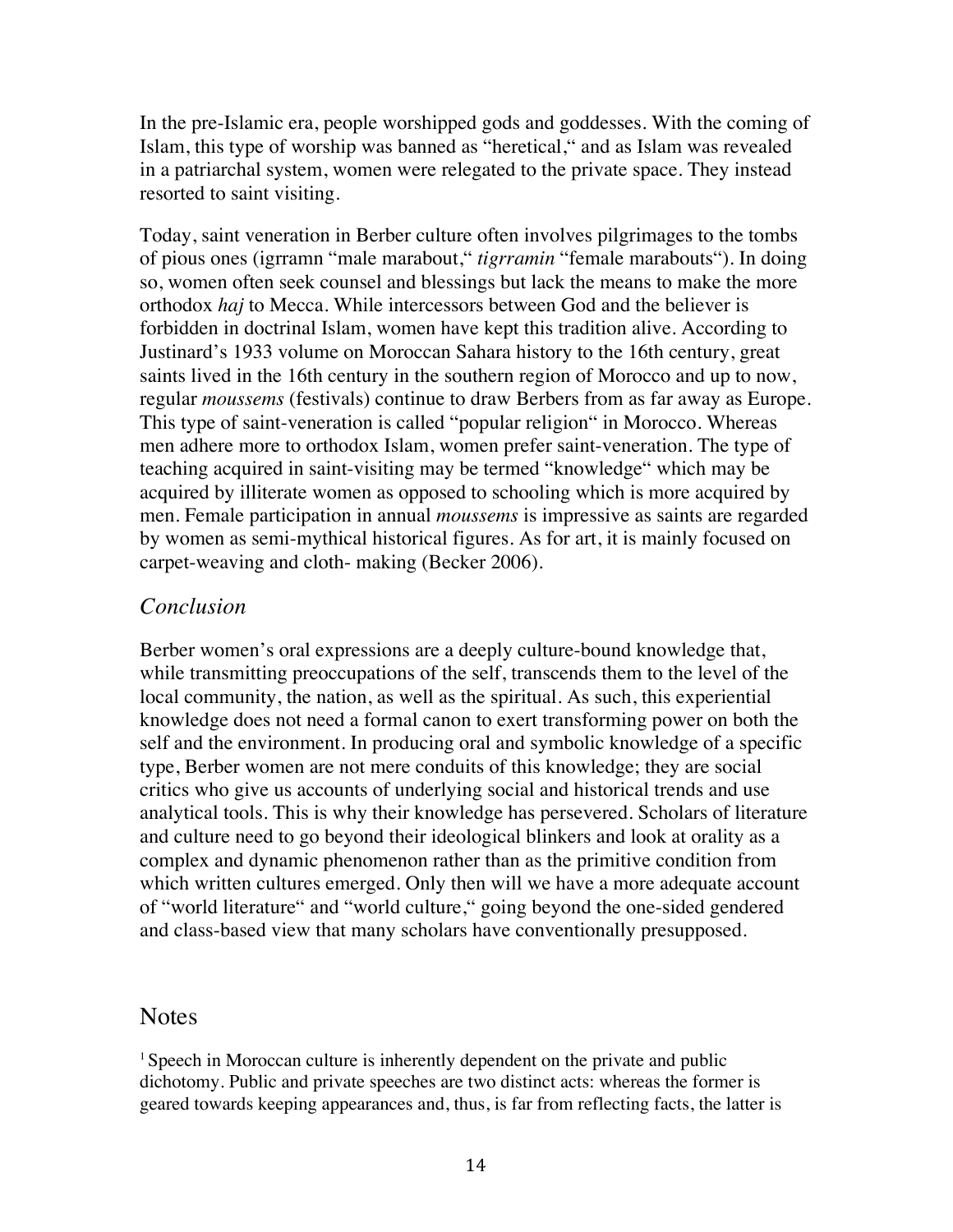In the pre-Islamic era, people worshipped gods and goddesses. With the coming of Islam, this type of worship was banned as "heretical," and as Islam was revealed in a patriarchal system, women were relegated to the private space. They instead resorted to saint visiting.

Today, saint veneration in Berber culture often involves pilgrimages to the tombs of pious ones (igrramn "male marabout," *tigrramin* "female marabouts"). In doing so, women often seek counsel and blessings but lack the means to make the more orthodox *haj* to Mecca. While intercessors between God and the believer is forbidden in doctrinal Islam, women have kept this tradition alive. According to Justinard's 1933 volume on Moroccan Sahara history to the 16th century, great saints lived in the 16th century in the southern region of Morocco and up to now, regular *moussems* (festivals) continue to draw Berbers from as far away as Europe. This type of saint-veneration is called "popular religion" in Morocco. Whereas men adhere more to orthodox Islam, women prefer saint-veneration. The type of teaching acquired in saint-visiting may be termed "knowledge" which may be acquired by illiterate women as opposed to schooling which is more acquired by men. Female participation in annual *moussems* is impressive as saints are regarded by women as semi-mythical historical figures. As for art, it is mainly focused on carpet-weaving and cloth- making (Becker 2006).

## *Conclusion*

Berber women's oral expressions are a deeply culture-bound knowledge that, while transmitting preoccupations of the self, transcends them to the level of the local community, the nation, as well as the spiritual. As such, this experiential knowledge does not need a formal canon to exert transforming power on both the self and the environment. In producing oral and symbolic knowledge of a specific type, Berber women are not mere conduits of this knowledge; they are social critics who give us accounts of underlying social and historical trends and use analytical tools. This is why their knowledge has persevered. Scholars of literature and culture need to go beyond their ideological blinkers and look at orality as a complex and dynamic phenomenon rather than as the primitive condition from which written cultures emerged. Only then will we have a more adequate account of "world literature" and "world culture," going beyond the one-sided gendered and class-based view that many scholars have conventionally presupposed.

# Notes

[1] Speech in Moroccan culture is inherently dependent on the private and public dichotomy. Public and private speeches are two distinct acts: whereas the former is geared towards keeping appearances and, thus, is far from reflecting facts, the latter is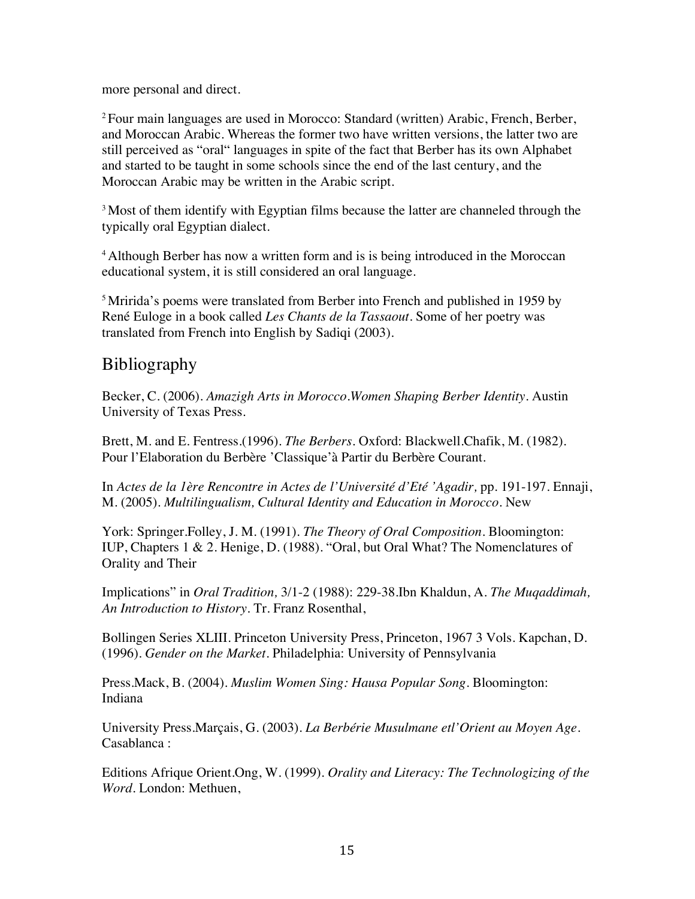more personal and direct.

[2] Four main languages are used in Morocco: Standard (written) Arabic, French, Berber, and Moroccan Arabic. Whereas the former two have written versions, the latter two are still perceived as "oral" languages in spite of the fact that Berber has its own Alphabet and started to be taught in some schools since the end of the last century, and the Moroccan Arabic may be written in the Arabic script.

[3] Most of them identify with Egyptian films because the latter are channeled through the typically oral Egyptian dialect.

[4] Although Berber has now a written form and is is being introduced in the Moroccan educational system, it is still considered an oral language.

[5] Mririda's poems were translated from Berber into French and published in 1959 by René Euloge in a book called *Les Chants de la Tassaout*. Some of her poetry was translated from French into English by Sadiqi (2003).

## Bibliography

Becker, C. (2006). *Amazigh Arts in Morocco.Women Shaping Berber Identity*. Austin University of Texas Press.

Brett, M. and E. Fentress.(1996). *The Berbers*. Oxford: Blackwell.Chafik, M. (1982). Pour l'Elaboration du Berbère 'Classique'à Partir du Berbère Courant.

In *Actes de la 1ère Rencontre in Actes de l'Université d'Eté 'Agadir,* pp. 191-197. Ennaji, M. (2005). *Multilingualism, Cultural Identity and Education in Morocco*. New

York: Springer.Folley, J. M. (1991). *The Theory of Oral Composition*. Bloomington: IUP, Chapters 1 & 2. Henige, D. (1988). "Oral, but Oral What? The Nomenclatures of Orality and Their

Implications" in *Oral Tradition,* 3/1-2 (1988): 229-38.Ibn Khaldun, A. *The Muqaddimah, An Introduction to History*. Tr. Franz Rosenthal,

Bollingen Series XLIII. Princeton University Press, Princeton, 1967 3 Vols. Kapchan, D. (1996). *Gender on the Market*. Philadelphia: University of Pennsylvania

Press.Mack, B. (2004). *Muslim Women Sing: Hausa Popular Song*. Bloomington: Indiana

University Press.Marçais, G. (2003). *La Berbérie Musulmane etl'Orient au Moyen Age*. Casablanca :

Editions Afrique Orient.Ong, W. (1999). *Orality and Literacy: The Technologizing of the Word*. London: Methuen,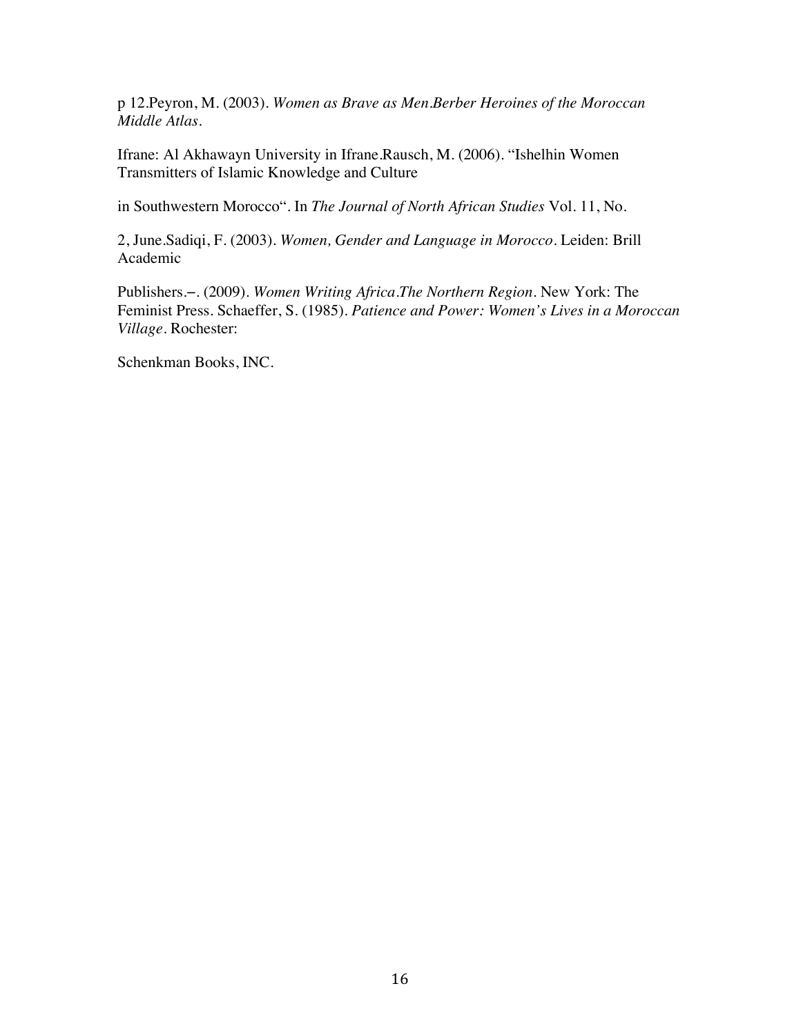p 12.Peyron, M. (2003). *Women as Brave as Men.Berber Heroines of the Moroccan Middle Atlas*.

Ifrane: Al Akhawayn University in Ifrane.Rausch, M. (2006). "Ishelhin Women Transmitters of Islamic Knowledge and Culture

in Southwestern Morocco". In *The Journal of North African Studies* Vol. 11, No.

2, June.Sadiqi, F. (2003). *Women, Gender and Language in Morocco*. Leiden: Brill Academic

Publishers.–. (2009). *Women Writing Africa.The Northern Region*. New York: The Feminist Press. Schaeffer, S. (1985). *Patience and Power: Women's Lives in a Moroccan Village*. Rochester:

Schenkman Books, INC.